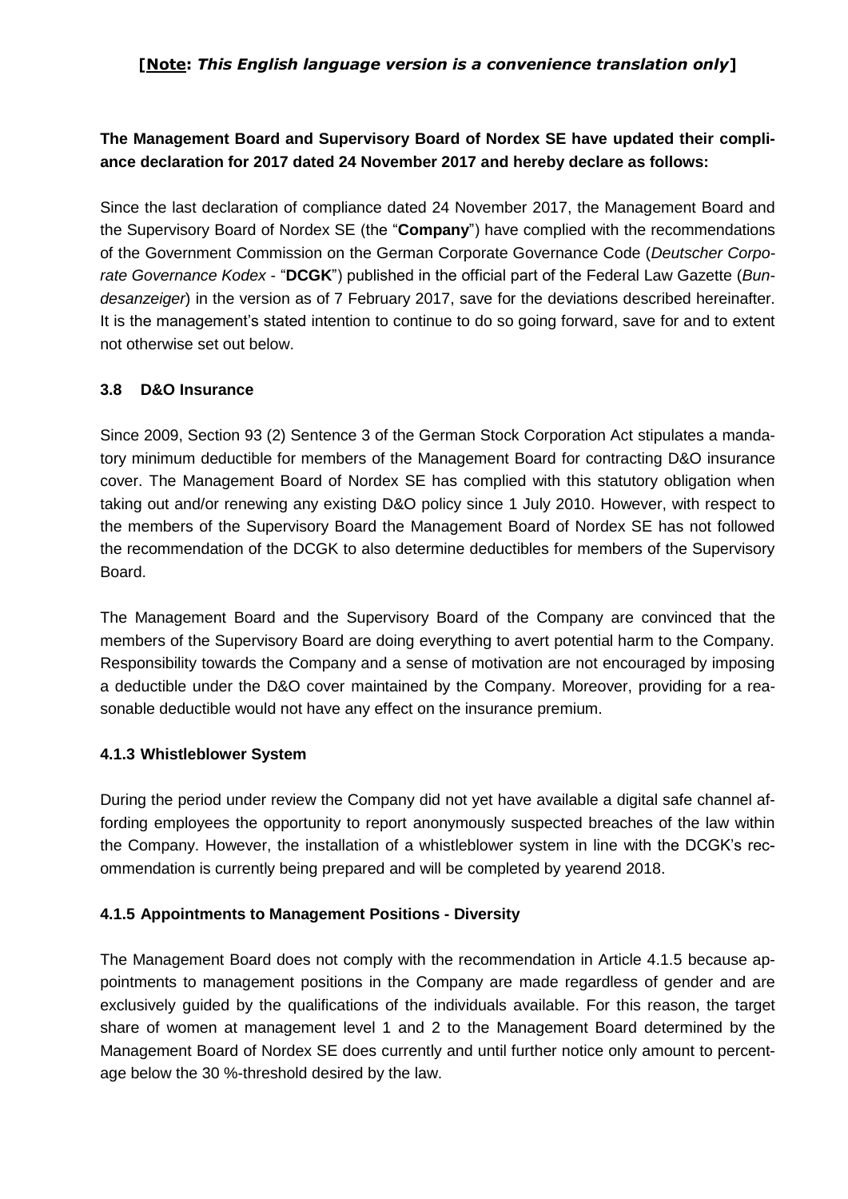**[Note: *This English language version is a convenience translation only*]**

**The Management Board and Supervisory Board of Nordex SE have updated their compliance declaration for 2017 dated 24 November 2017 and hereby declare as follows:**

Since the last declaration of compliance dated 24 November 2017, the Management Board and the Supervisory Board of Nordex SE (the "**Company**") have complied with the recommendations of the Government Commission on the German Corporate Governance Code (*Deutscher Corporate Governance Kodex* - "**DCGK**") published in the official part of the Federal Law Gazette (*Bundesanzeiger*) in the version as of 7 February 2017, save for the deviations described hereinafter. It is the management's stated intention to continue to do so going forward, save for and to extent not otherwise set out below.

### 3.8 D&O Insurance

Since 2009, Section 93 (2) Sentence 3 of the German Stock Corporation Act stipulates a mandatory minimum deductible for members of the Management Board for contracting D&O insurance cover. The Management Board of Nordex SE has complied with this statutory obligation when taking out and/or renewing any existing D&O policy since 1 July 2010. However, with respect to the members of the Supervisory Board the Management Board of Nordex SE has not followed the recommendation of the DCGK to also determine deductibles for members of the Supervisory Board.

The Management Board and the Supervisory Board of the Company are convinced that the members of the Supervisory Board are doing everything to avert potential harm to the Company. Responsibility towards the Company and a sense of motivation are not encouraged by imposing a deductible under the D&O cover maintained by the Company. Moreover, providing for a reasonable deductible would not have any effect on the insurance premium.

### 4.1.3 Whistleblower System

During the period under review the Company did not yet have available a digital safe channel affording employees the opportunity to report anonymously suspected breaches of the law within the Company. However, the installation of a whistleblower system in line with the DCGK's recommendation is currently being prepared and will be completed by yearend 2018.

### 4.1.5 Appointments to Management Positions - Diversity

The Management Board does not comply with the recommendation in Article 4.1.5 because appointments to management positions in the Company are made regardless of gender and are exclusively guided by the qualifications of the individuals available. For this reason, the target share of women at management level 1 and 2 to the Management Board determined by the Management Board of Nordex SE does currently and until further notice only amount to percentage below the 30 %-threshold desired by the law.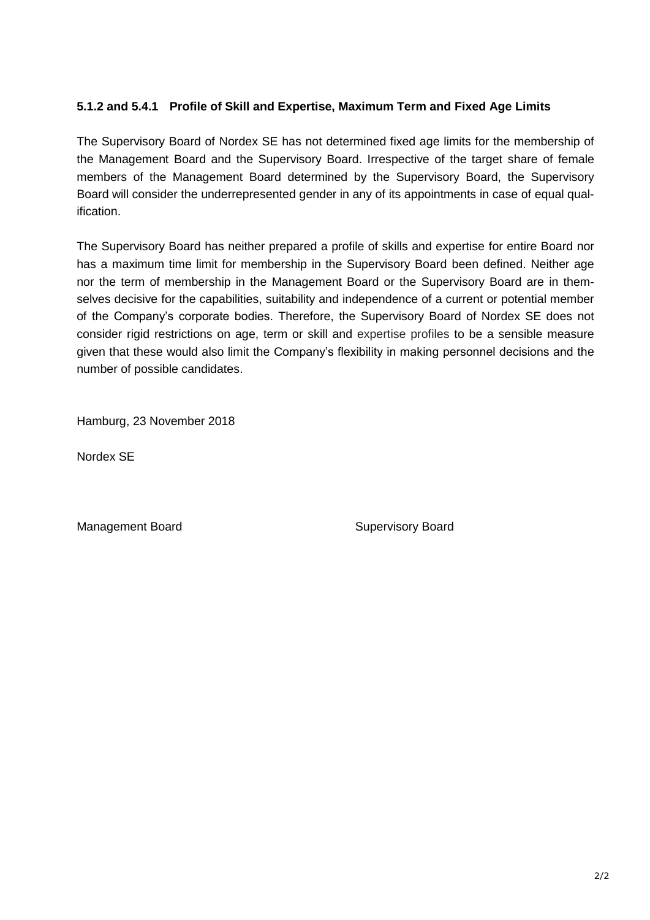### 5.1.2 and 5.4.1 Profile of Skill and Expertise, Maximum Term and Fixed Age Limits

The Supervisory Board of Nordex SE has not determined fixed age limits for the membership of the Management Board and the Supervisory Board. Irrespective of the target share of female members of the Management Board determined by the Supervisory Board, the Supervisory Board will consider the underrepresented gender in any of its appointments in case of equal qualification.

The Supervisory Board has neither prepared a profile of skills and expertise for entire Board nor has a maximum time limit for membership in the Supervisory Board been defined. Neither age nor the term of membership in the Management Board or the Supervisory Board are in themselves decisive for the capabilities, suitability and independence of a current or potential member of the Company's corporate bodies. Therefore, the Supervisory Board of Nordex SE does not consider rigid restrictions on age, term or skill and expertise profiles to be a sensible measure given that these would also limit the Company's flexibility in making personnel decisions and the number of possible candidates.

Hamburg, 23 November 2018

Nordex SE

Management Board

Supervisory Board